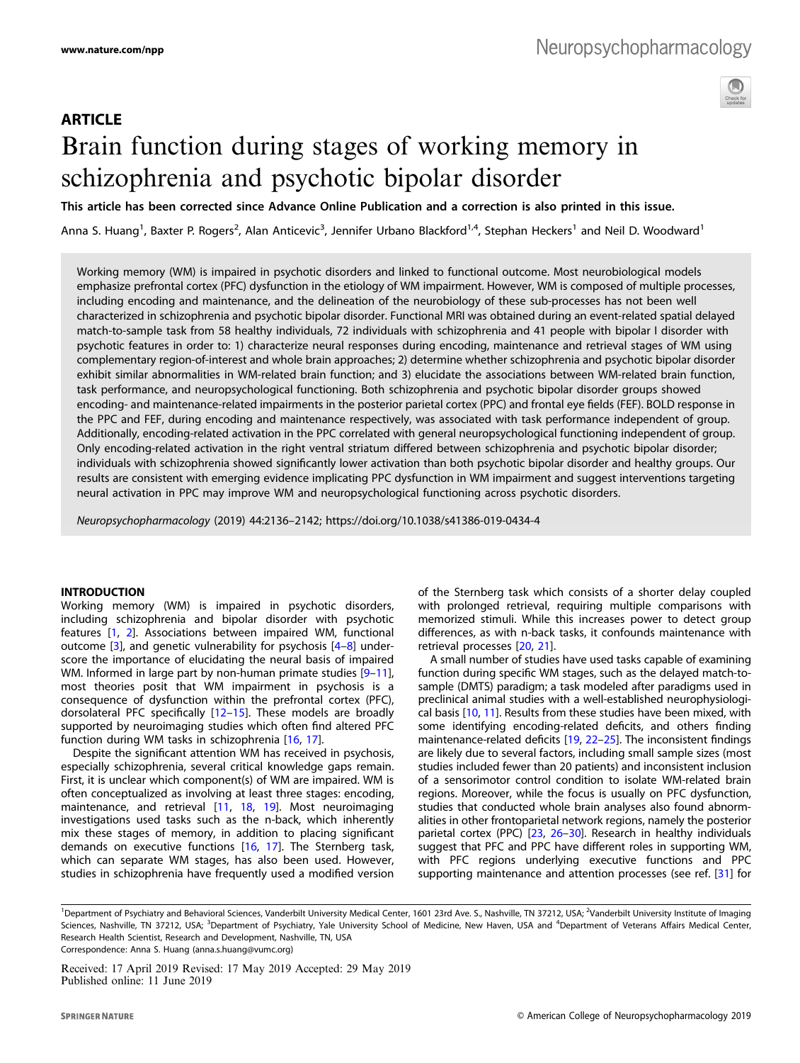ARTICLE

# Brain function during stages of working memory in schizophrenia and psychotic bipolar disorder

**This article has been corrected since Advance Online Publication and a correction is also printed in this issue.**

Anna S. Huang[1], Baxter P. Rogers[2], Alan Anticevic[3], Jennifer Urbano Blackford[1,4], Stephan Heckers[1] and Neil D. Woodward[1]

Working memory (WM) is impaired in psychotic disorders and linked to functional outcome. Most neurobiological models emphasize prefrontal cortex (PFC) dysfunction in the etiology of WM impairment. However, WM is composed of multiple processes, including encoding and maintenance, and the delineation of the neurobiology of these sub-processes has not been well characterized in schizophrenia and psychotic bipolar disorder. Functional MRI was obtained during an event-related spatial delayed match-to-sample task from 58 healthy individuals, 72 individuals with schizophrenia and 41 people with bipolar I disorder with psychotic features in order to: 1) characterize neural responses during encoding, maintenance and retrieval stages of WM using complementary region-of-interest and whole brain approaches; 2) determine whether schizophrenia and psychotic bipolar disorder exhibit similar abnormalities in WM-related brain function; and 3) elucidate the associations between WM-related brain function, task performance, and neuropsychological functioning. Both schizophrenia and psychotic bipolar disorder groups showed encoding- and maintenance-related impairments in the posterior parietal cortex (PPC) and frontal eye fields (FEF). BOLD response in the PPC and FEF, during encoding and maintenance respectively, was associated with task performance independent of group. Additionally, encoding-related activation in the PPC correlated with general neuropsychological functioning independent of group. Only encoding-related activation in the right ventral striatum differed between schizophrenia and psychotic bipolar disorder; individuals with schizophrenia showed significantly lower activation than both psychotic bipolar disorder and healthy groups. Our results are consistent with emerging evidence implicating PPC dysfunction in WM impairment and suggest interventions targeting neural activation in PPC may improve WM and neuropsychological functioning across psychotic disorders.

*Neuropsychopharmacology* (2019) 44:2136–2142; https://doi.org/10.1038/s41386-019-0434-4

## INTRODUCTION

Working memory (WM) is impaired in psychotic disorders, including schizophrenia and bipolar disorder with psychotic features [1, 2]. Associations between impaired WM, functional outcome [3], and genetic vulnerability for psychosis [4–8] underscore the importance of elucidating the neural basis of impaired WM. Informed in large part by non-human primate studies [9–11], most theories posit that WM impairment in psychosis is a consequence of dysfunction within the prefrontal cortex (PFC), dorsolateral PFC specifically [12–15]. These models are broadly supported by neuroimaging studies which often find altered PFC function during WM tasks in schizophrenia [16, 17].

Despite the significant attention WM has received in psychosis, especially schizophrenia, several critical knowledge gaps remain. First, it is unclear which component(s) of WM are impaired. WM is often conceptualized as involving at least three stages: encoding, maintenance, and retrieval [11, 18, 19]. Most neuroimaging investigations used tasks such as the n-back, which inherently mix these stages of memory, in addition to placing significant demands on executive functions [16, 17]. The Sternberg task, which can separate WM stages, has also been used. However, studies in schizophrenia have frequently used a modified version of the Sternberg task which consists of a shorter delay coupled with prolonged retrieval, requiring multiple comparisons with memorized stimuli. While this increases power to detect group differences, as with n-back tasks, it confounds maintenance with retrieval processes [20, 21].

A small number of studies have used tasks capable of examining function during specific WM stages, such as the delayed match-to-sample (DMTS) paradigm; a task modeled after paradigms used in preclinical animal studies with a well-established neurophysiological basis [10, 11]. Results from these studies have been mixed, with some identifying encoding-related deficits, and others finding maintenance-related deficits [19, 22–25]. The inconsistent findings are likely due to several factors, including small sample sizes (most studies included fewer than 20 patients) and inconsistent inclusion of a sensorimotor control condition to isolate WM-related brain regions. Moreover, while the focus is usually on PFC dysfunction, studies that conducted whole brain analyses also found abnormalities in other frontoparietal network regions, namely the posterior parietal cortex (PPC) [23, 26–30]. Research in healthy individuals suggest that PFC and PPC have different roles in supporting WM, with PFC regions underlying executive functions and PPC supporting maintenance and attention processes (see ref. [31] for

[1]Department of Psychiatry and Behavioral Sciences, Vanderbilt University Medical Center, 1601 23rd Ave. S., Nashville, TN 37212, USA; [2]Vanderbilt University Institute of Imaging Sciences, Nashville, TN 37212, USA; [3]Department of Psychiatry, Yale University School of Medicine, New Haven, USA and [4]Department of Veterans Affairs Medical Center, Research Health Scientist, Research and Development, Nashville, TN, USA
Correspondence: Anna S. Huang (anna.s.huang@vumc.org)

Received: 17 April 2019 Revised: 17 May 2019 Accepted: 29 May 2019
Published online: 11 June 2019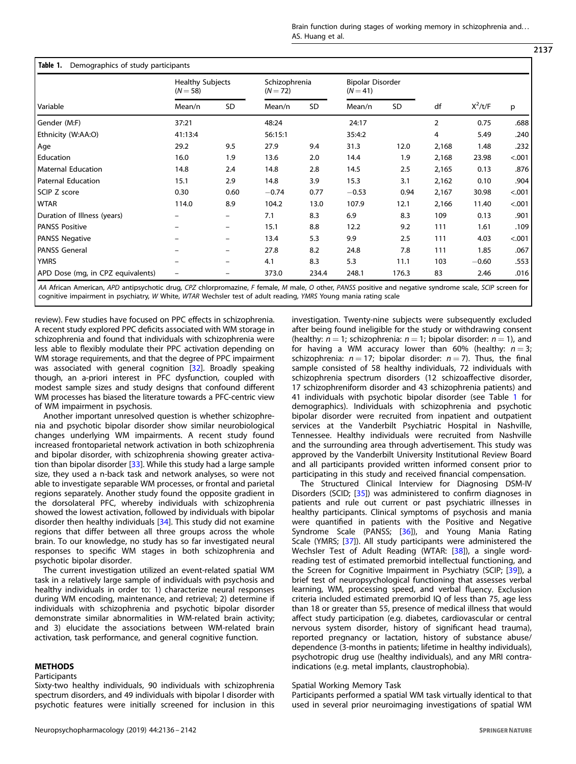**Table 1.** Demographics of study participants

| Variable | Healthy Subjects ($N = 58$) | | Schizophrenia ($N = 72$) | | Bipolar Disorder ($N = 41$) | | | | |
|---|---|---|---|---|---|---|---|---|---|
| | Mean/n | SD | Mean/n | SD | Mean/n | SD | df | $X^2$/t/F | p |
| Gender (M:F) | 37:21 | | 48:24 | | 24:17 | | 2 | 0.75 | .688 |
| Ethnicity (W:AA:O) | 41:13:4 | | 56:15:1 | | 35:4:2 | | 4 | 5.49 | .240 |
| Age | 29.2 | 9.5 | 27.9 | 9.4 | 31.3 | 12.0 | 2,168 | 1.48 | .232 |
| Education | 16.0 | 1.9 | 13.6 | 2.0 | 14.4 | 1.9 | 2,168 | 23.98 | <.001 |
| Maternal Education | 14.8 | 2.4 | 14.8 | 2.8 | 14.5 | 2.5 | 2,165 | 0.13 | .876 |
| Paternal Education | 15.1 | 2.9 | 14.8 | 3.9 | 15.3 | 3.1 | 2,162 | 0.10 | .904 |
| SCIP Z score | 0.30 | 0.60 | −0.74 | 0.77 | −0.53 | 0.94 | 2,167 | 30.98 | <.001 |
| WTAR | 114.0 | 8.9 | 104.2 | 13.0 | 107.9 | 12.1 | 2,166 | 11.40 | <.001 |
| Duration of Illness (years) | – | – | 7.1 | 8.3 | 6.9 | 8.3 | 109 | 0.13 | .901 |
| PANSS Positive | – | – | 15.1 | 8.8 | 12.2 | 9.2 | 111 | 1.61 | .109 |
| PANSS Negative | – | – | 13.4 | 5.3 | 9.9 | 2.5 | 111 | 4.03 | <.001 |
| PANSS General | – | – | 27.8 | 8.2 | 24.8 | 7.8 | 111 | 1.85 | .067 |
| YMRS | – | – | 4.1 | 8.3 | 5.3 | 11.1 | 103 | −0.60 | .553 |
| APD Dose (mg, in CPZ equivalents) | – | – | 373.0 | 234.4 | 248.1 | 176.3 | 83 | 2.46 | .016 |

*AA* African American, *APD* antipsychotic drug, *CPZ* chlorpromazine, *F* female, *M* male, *O* other, *PANSS* positive and negative syndrome scale, *SCIP* screen for cognitive impairment in psychiatry, *W* White, *WTAR* Wechsler test of adult reading, *YMRS* Young mania rating scale

review). Few studies have focused on PPC effects in schizophrenia. A recent study explored PPC deficits associated with WM storage in schizophrenia and found that individuals with schizophrenia were less able to flexibly modulate their PPC activation depending on WM storage requirements, and that the degree of PPC impairment was associated with general cognition [32]. Broadly speaking though, an a-priori interest in PFC dysfunction, coupled with modest sample sizes and study designs that confound different WM processes has biased the literature towards a PFC-centric view of WM impairment in psychosis.

Another important unresolved question is whether schizophrenia and psychotic bipolar disorder show similar neurobiological changes underlying WM impairments. A recent study found increased frontoparietal network activation in both schizophrenia and bipolar disorder, with schizophrenia showing greater activation than bipolar disorder [33]. While this study had a large sample size, they used a n-back task and network analyses, so were not able to investigate separable WM processes, or frontal and parietal regions separately. Another study found the opposite gradient in the dorsolateral PFC, whereby individuals with schizophrenia showed the lowest activation, followed by individuals with bipolar disorder then healthy individuals [34]. This study did not examine regions that differ between all three groups across the whole brain. To our knowledge, no study has so far investigated neural responses to specific WM stages in both schizophrenia and psychotic bipolar disorder.

The current investigation utilized an event-related spatial WM task in a relatively large sample of individuals with psychosis and healthy individuals in order to: 1) characterize neural responses during WM encoding, maintenance, and retrieval; 2) determine if individuals with schizophrenia and psychotic bipolar disorder demonstrate similar abnormalities in WM-related brain activity; and 3) elucidate the associations between WM-related brain activation, task performance, and general cognitive function.

## METHODS

### Participants

Sixty-two healthy individuals, 90 individuals with schizophrenia spectrum disorders, and 49 individuals with bipolar I disorder with psychotic features were initially screened for inclusion in this investigation. Twenty-nine subjects were subsequently excluded after being found ineligible for the study or withdrawing consent (healthy: $n = 1$; schizophrenia: $n = 1$; bipolar disorder: $n = 1$), and for having a WM accuracy lower than 60% (healthy: $n = 3$; schizophrenia: $n = 17$; bipolar disorder: $n = 7$). Thus, the final sample consisted of 58 healthy individuals, 72 individuals with schizophrenia spectrum disorders (12 schizoaffective disorder, 17 schizophreniform disorder and 43 schizophrenia patients) and 41 individuals with psychotic bipolar disorder (see Table 1 for demographics). Individuals with schizophrenia and psychotic bipolar disorder were recruited from inpatient and outpatient services at the Vanderbilt Psychiatric Hospital in Nashville, Tennessee. Healthy individuals were recruited from Nashville and the surrounding area through advertisement. This study was approved by the Vanderbilt University Institutional Review Board and all participants provided written informed consent prior to participating in this study and received financial compensation.

The Structured Clinical Interview for Diagnosing DSM-IV Disorders (SCID; [35]) was administered to confirm diagnoses in patients and rule out current or past psychiatric illnesses in healthy participants. Clinical symptoms of psychosis and mania were quantified in patients with the Positive and Negative Syndrome Scale (PANSS; [36]), and Young Mania Rating Scale (YMRS; [37]). All study participants were administered the Wechsler Test of Adult Reading (WTAR: [38]), a single word-reading test of estimated premorbid intellectual functioning, and the Screen for Cognitive Impairment in Psychiatry (SCIP; [39]), a brief test of neuropsychological functioning that assesses verbal learning, WM, processing speed, and verbal fluency. Exclusion criteria included estimated premorbid IQ of less than 75, age less than 18 or greater than 55, presence of medical illness that would affect study participation (e.g. diabetes, cardiovascular or central nervous system disorder, history of significant head trauma), reported pregnancy or lactation, history of substance abuse/dependence (3-months in patients; lifetime in healthy individuals), psychotropic drug use (healthy individuals), and any MRI contra-indications (e.g. metal implants, claustrophobia).

### Spatial Working Memory Task

Participants performed a spatial WM task virtually identical to that used in several prior neuroimaging investigations of spatial WM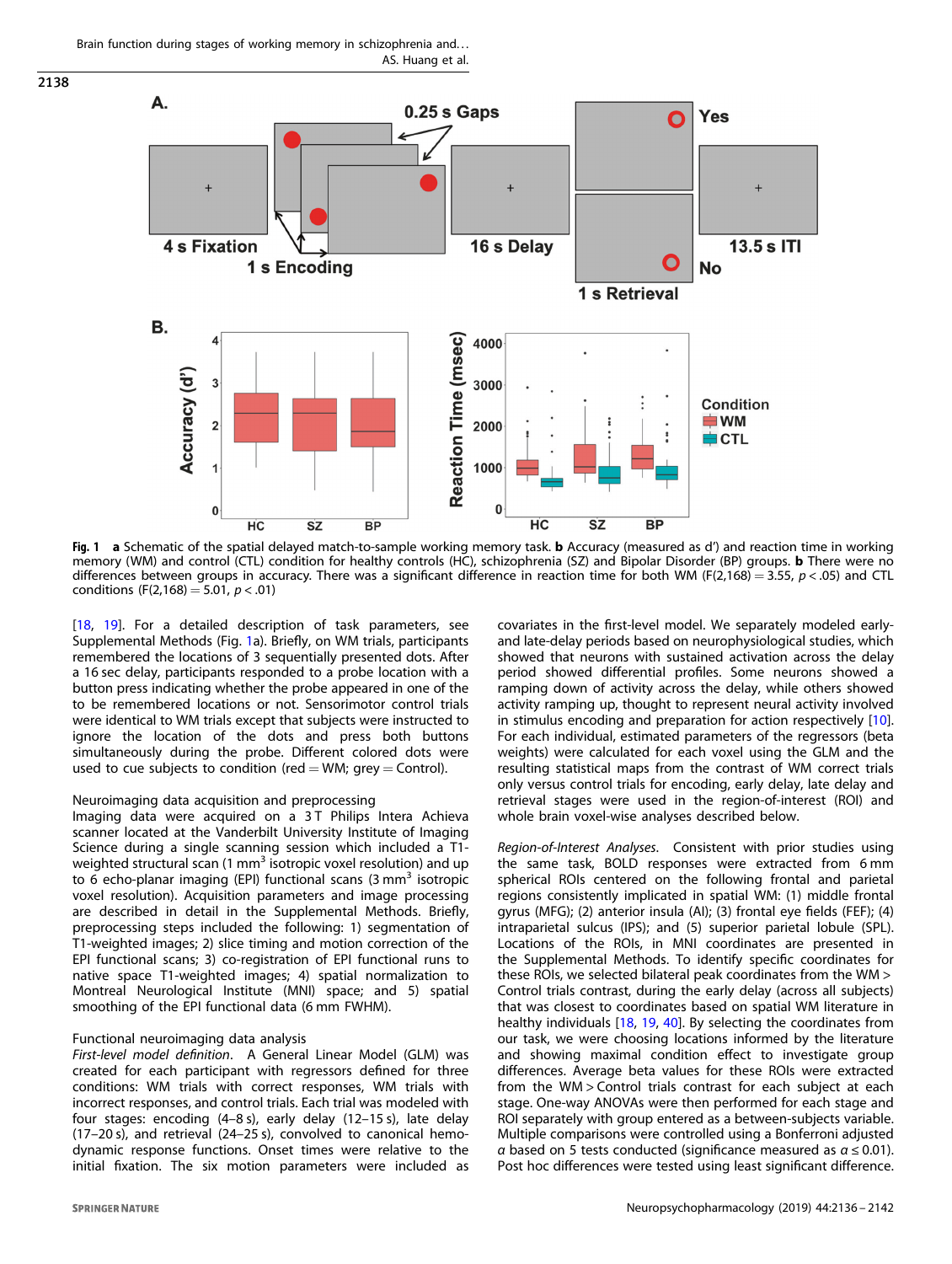**Fig. 1** **a** Schematic of the spatial delayed match-to-sample working memory task. **b** Accuracy (measured as d') and reaction time in working memory (WM) and control (CTL) condition for healthy controls (HC), schizophrenia (SZ) and Bipolar Disorder (BP) groups. **b** There were no differences between groups in accuracy. There was a significant difference in reaction time for both WM ($F(2,168) = 3.55$, $p < .05$) and CTL conditions ($F(2,168) = 5.01$, $p < .01$)

[18, 19]. For a detailed description of task parameters, see Supplemental Methods (Fig. 1a). Briefly, on WM trials, participants remembered the locations of 3 sequentially presented dots. After a 16 sec delay, participants responded to a probe location with a button press indicating whether the probe appeared in one of the to be remembered locations or not. Sensorimotor control trials were identical to WM trials except that subjects were instructed to ignore the location of the dots and press both buttons simultaneously during the probe. Different colored dots were used to cue subjects to condition (red = WM; grey = Control).

Neuroimaging data acquisition and preprocessing

Imaging data were acquired on a 3 T Philips Intera Achieva scanner located at the Vanderbilt University Institute of Imaging Science during a single scanning session which included a T1-weighted structural scan (1 mm$^3$ isotropic voxel resolution) and up to 6 echo-planar imaging (EPI) functional scans (3 mm$^3$ isotropic voxel resolution). Acquisition parameters and image processing are described in detail in the Supplemental Methods. Briefly, preprocessing steps included the following: 1) segmentation of T1-weighted images; 2) slice timing and motion correction of the EPI functional scans; 3) co-registration of EPI functional runs to native space T1-weighted images; 4) spatial normalization to Montreal Neurological Institute (MNI) space; and 5) spatial smoothing of the EPI functional data (6 mm FWHM).

Functional neuroimaging data analysis

*First-level model definition*. A General Linear Model (GLM) was created for each participant with regressors defined for three conditions: WM trials with correct responses, WM trials with incorrect responses, and control trials. Each trial was modeled with four stages: encoding (4–8 s), early delay (12–15 s), late delay (17–20 s), and retrieval (24–25 s), convolved to canonical hemodynamic response functions. Onset times were relative to the initial fixation. The six motion parameters were included as covariates in the first-level model. We separately modeled early- and late-delay periods based on neurophysiological studies, which showed that neurons with sustained activation across the delay period showed differential profiles. Some neurons showed a ramping down of activity across the delay, while others showed activity ramping up, thought to represent neural activity involved in stimulus encoding and preparation for action respectively [10]. For each individual, estimated parameters of the regressors (beta weights) were calculated for each voxel using the GLM and the resulting statistical maps from the contrast of WM correct trials only versus control trials for encoding, early delay, late delay and retrieval stages were used in the region-of-interest (ROI) and whole brain voxel-wise analyses described below.

*Region-of-Interest Analyses*. Consistent with prior studies using the same task, BOLD responses were extracted from 6 mm spherical ROIs centered on the following frontal and parietal regions consistently implicated in spatial WM: (1) middle frontal gyrus (MFG); (2) anterior insula (AI); (3) frontal eye fields (FEF); (4) intraparietal sulcus (IPS); and (5) superior parietal lobule (SPL). Locations of the ROIs, in MNI coordinates are presented in the Supplemental Methods. To identify specific coordinates for these ROIs, we selected bilateral peak coordinates from the WM > Control trials contrast, during the early delay (across all subjects) that was closest to coordinates based on spatial WM literature in healthy individuals [18, 19, 40]. By selecting the coordinates from our task, we were choosing locations informed by the literature and showing maximal condition effect to investigate group differences. Average beta values for these ROIs were extracted from the WM > Control trials contrast for each subject at each stage. One-way ANOVAs were then performed for each stage and ROI separately with group entered as a between-subjects variable. Multiple comparisons were controlled using a Bonferroni adjusted $\alpha$ based on 5 tests conducted (significance measured as $\alpha \leq 0.01$). Post hoc differences were tested using least significant difference.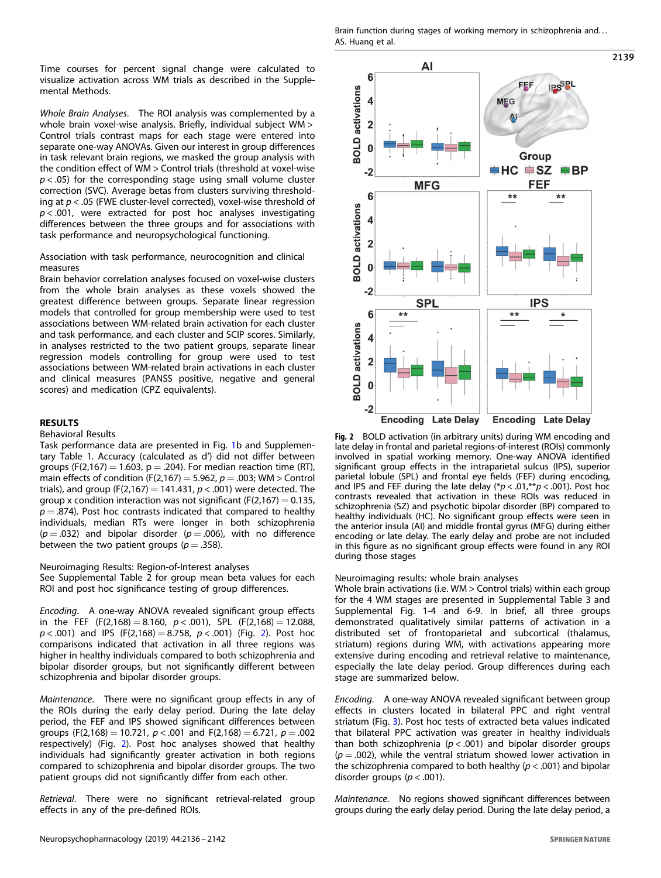Time courses for percent signal change were calculated to visualize activation across WM trials as described in the Supplemental Methods.

*Whole Brain Analyses.* The ROI analysis was complemented by a whole brain voxel-wise analysis. Briefly, individual subject WM > Control trials contrast maps for each stage were entered into separate one-way ANOVAs. Given our interest in group differences in task relevant brain regions, we masked the group analysis with the condition effect of WM > Control trials (threshold at voxel-wise $p < .05$) for the corresponding stage using small volume cluster correction (SVC). Average betas from clusters surviving thresholding at $p < .05$ (FWE cluster-level corrected), voxel-wise threshold of $p < .001$, were extracted for post hoc analyses investigating differences between the three groups and for associations with task performance and neuropsychological functioning.

Association with task performance, neurocognition and clinical measures

Brain behavior correlation analyses focused on voxel-wise clusters from the whole brain analyses as these voxels showed the greatest difference between groups. Separate linear regression models that controlled for group membership were used to test associations between WM-related brain activation for each cluster and task performance, and each cluster and SCIP scores. Similarly, in analyses restricted to the two patient groups, separate linear regression models controlling for group were used to test associations between WM-related brain activations in each cluster and clinical measures (PANSS positive, negative and general scores) and medication (CPZ equivalents).

## RESULTS

Behavioral Results

Task performance data are presented in Fig. 1b and Supplementary Table 1. Accuracy (calculated as d') did not differ between groups ($F(2,167) = 1.603$, $p = .204$). For median reaction time (RT), main effects of condition ($F(2,167) = 5.962$, $p = .003$; WM > Control trials), and group ($F(2,167) = 141.431$, $p < .001$) were detected. The group x condition interaction was not significant ($F(2,167) = 0.135$, $p = .874$). Post hoc contrasts indicated that compared to healthy individuals, median RTs were longer in both schizophrenia ($p = .032$) and bipolar disorder ($p = .006$), with no difference between the two patient groups ($p = .358$).

Neuroimaging Results: Region-of-Interest analyses

See Supplemental Table 2 for group mean beta values for each ROI and post hoc significance testing of group differences.

*Encoding.* A one-way ANOVA revealed significant group effects in the FEF ($F(2,168) = 8.160$, $p < .001$), SPL ($F(2,168) = 12.088$, $p < .001$) and IPS ($F(2,168) = 8.758$, $p < .001$) (Fig. 2). Post hoc comparisons indicated that activation in all three regions was higher in healthy individuals compared to both schizophrenia and bipolar disorder groups, but not significantly different between schizophrenia and bipolar disorder groups.

*Maintenance.* There were no significant group effects in any of the ROIs during the early delay period. During the late delay period, the FEF and IPS showed significant differences between groups ($F(2,168) = 10.721$, $p < .001$ and $F(2,168) = 6.721$, $p = .002$ respectively) (Fig. 2). Post hoc analyses showed that healthy individuals had significantly greater activation in both regions compared to schizophrenia and bipolar disorder groups. The two patient groups did not significantly differ from each other.

*Retrieval.* There were no significant retrieval-related group effects in any of the pre-defined ROIs.

**Fig. 2** BOLD activation (in arbitrary units) during WM encoding and late delay in frontal and parietal regions-of-interest (ROIs) commonly involved in spatial working memory. One-way ANOVA identified significant group effects in the intraparietal sulcus (IPS), superior parietal lobule (SPL) and frontal eye fields (FEF) during encoding, and IPS and FEF during the late delay (*$p < .01$,**$p < .001$). Post hoc contrasts revealed that activation in these ROIs was reduced in schizophrenia (SZ) and psychotic bipolar disorder (BP) compared to healthy individuals (HC). No significant group effects were seen in the anterior insula (AI) and middle frontal gyrus (MFG) during either encoding or late delay. The early delay and probe are not included in this figure as no significant group effects were found in any ROI during those stages

Neuroimaging results: whole brain analyses

Whole brain activations (i.e. WM > Control trials) within each group for the 4 WM stages are presented in Supplemental Table 3 and Supplemental Fig. 1-4 and 6-9. In brief, all three groups demonstrated qualitatively similar patterns of activation in a distributed set of frontoparietal and subcortical (thalamus, striatum) regions during WM, with activations appearing more extensive during encoding and retrieval relative to maintenance, especially the late delay period. Group differences during each stage are summarized below.

*Encoding.* A one-way ANOVA revealed significant between group effects in clusters located in bilateral PPC and right ventral striatum (Fig. 3). Post hoc tests of extracted beta values indicated that bilateral PPC activation was greater in healthy individuals than both schizophrenia ($p < .001$) and bipolar disorder groups ($p = .002$), while the ventral striatum showed lower activation in the schizophrenia compared to both healthy ($p < .001$) and bipolar disorder groups ($p < .001$).

*Maintenance.* No regions showed significant differences between groups during the early delay period. During the late delay period, a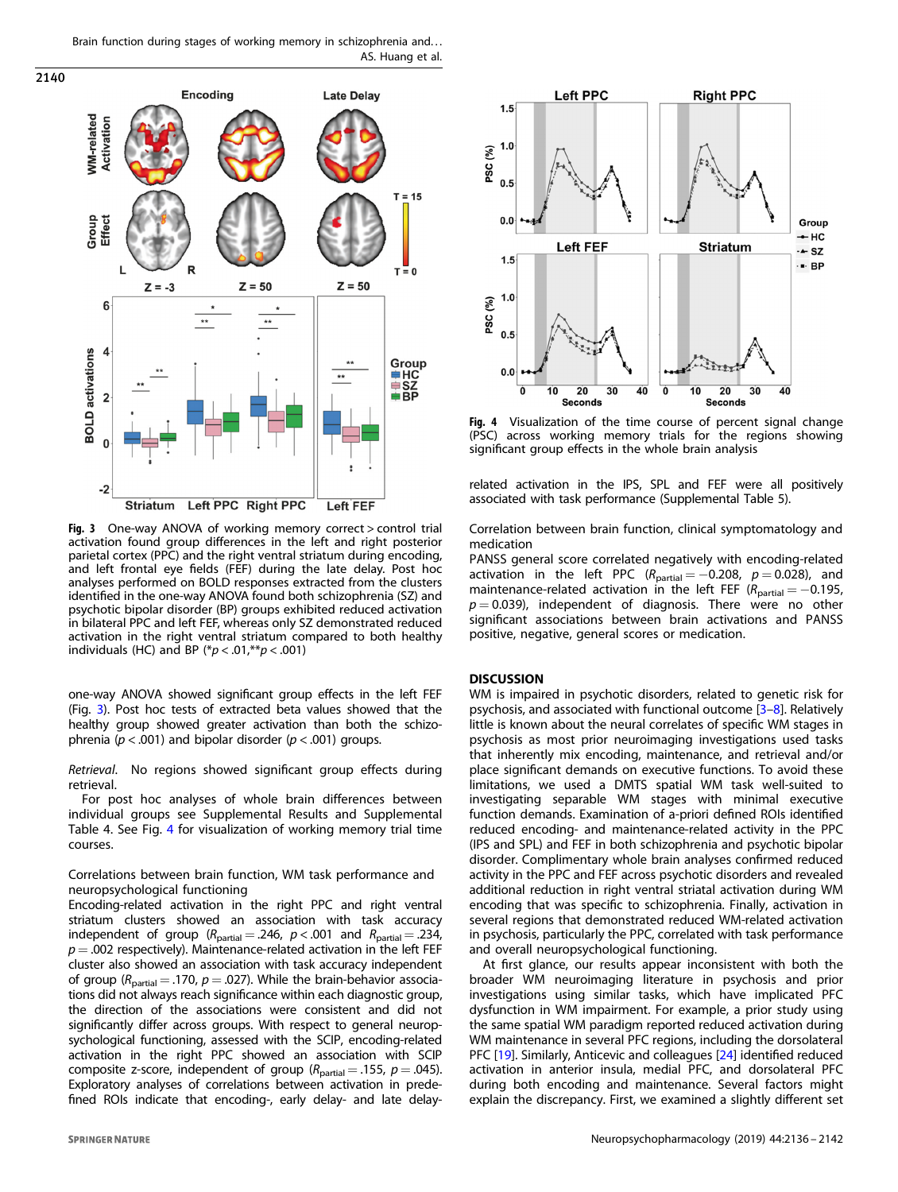Fig. 3 One-way ANOVA of working memory correct > control trial activation found group differences in the left and right posterior parietal cortex (PPC) and the right ventral striatum during encoding, and left frontal eye fields (FEF) during the late delay. Post hoc analyses performed on BOLD responses extracted from the clusters identified in the one-way ANOVA found both schizophrenia (SZ) and psychotic bipolar disorder (BP) groups exhibited reduced activation in bilateral PPC and left FEF, whereas only SZ demonstrated reduced activation in the right ventral striatum compared to both healthy individuals (HC) and BP (* $p < .01$, ** $p < .001$)

one-way ANOVA showed significant group effects in the left FEF (Fig. 3). Post hoc tests of extracted beta values showed that the healthy group showed greater activation than both the schizophrenia ($p < .001$) and bipolar disorder ($p < .001$) groups.

*Retrieval*. No regions showed significant group effects during retrieval.

For post hoc analyses of whole brain differences between individual groups see Supplemental Results and Supplemental Table 4. See Fig. 4 for visualization of working memory trial time courses.

Fig. 4 Visualization of the time course of percent signal change (PSC) across working memory trials for the regions showing significant group effects in the whole brain analysis

### Correlations between brain function, WM task performance and neuropsychological functioning

Encoding-related activation in the right PPC and right ventral striatum clusters showed an association with task accuracy independent of group ($R_{partial} = .246$, $p < .001$ and $R_{partial} = .234$, $p = .002$ respectively). Maintenance-related activation in the left FEF cluster also showed an association with task accuracy independent of group ($R_{partial} = .170$, $p = .027$). While the brain-behavior associations did not always reach significance within each diagnostic group, the direction of the associations were consistent and did not significantly differ across groups. With respect to general neuropsychological functioning, assessed with the SCIP, encoding-related activation in the right PPC showed an association with SCIP composite z-score, independent of group ($R_{partial} = .155$, $p = .045$). Exploratory analyses of correlations between activation in predefined ROIs indicate that encoding-, early delay- and late delay-related activation in the IPS, SPL and FEF were all positively associated with task performance (Supplemental Table 5).

### Correlation between brain function, clinical symptomatology and medication

PANSS general score correlated negatively with encoding-related activation in the left PPC ($R_{partial} = -0.208$, $p = 0.028$), and maintenance-related activation in the left FEF ($R_{partial} = -0.195$, $p = 0.039$), independent of diagnosis. There were no other significant associations between brain activations and PANSS positive, negative, general scores or medication.

## DISCUSSION

WM is impaired in psychotic disorders, related to genetic risk for psychosis, and associated with functional outcome [3–8]. Relatively little is known about the neural correlates of specific WM stages in psychosis as most prior neuroimaging investigations used tasks that inherently mix encoding, maintenance, and retrieval and/or place significant demands on executive functions. To avoid these limitations, we used a DMTS spatial WM task well-suited to investigating separable WM stages with minimal executive function demands. Examination of a-priori defined ROIs identified reduced encoding- and maintenance-related activity in the PPC (IPS and SPL) and FEF in both schizophrenia and psychotic bipolar disorder. Complimentary whole brain analyses confirmed reduced activity in the PPC and FEF across psychotic disorders and revealed additional reduction in right ventral striatal activation during WM encoding that was specific to schizophrenia. Finally, activation in several regions that demonstrated reduced WM-related activation in psychosis, particularly the PPC, correlated with task performance and overall neuropsychological functioning.

At first glance, our results appear inconsistent with both the broader WM neuroimaging literature in psychosis and prior investigations using similar tasks, which have implicated PFC dysfunction in WM impairment. For example, a prior study using the same spatial WM paradigm reported reduced activation during WM maintenance in several PFC regions, including the dorsolateral PFC [19]. Similarly, Anticevic and colleagues [24] identified reduced activation in anterior insula, medial PFC, and dorsolateral PFC during both encoding and maintenance. Several factors might explain the discrepancy. First, we examined a slightly different set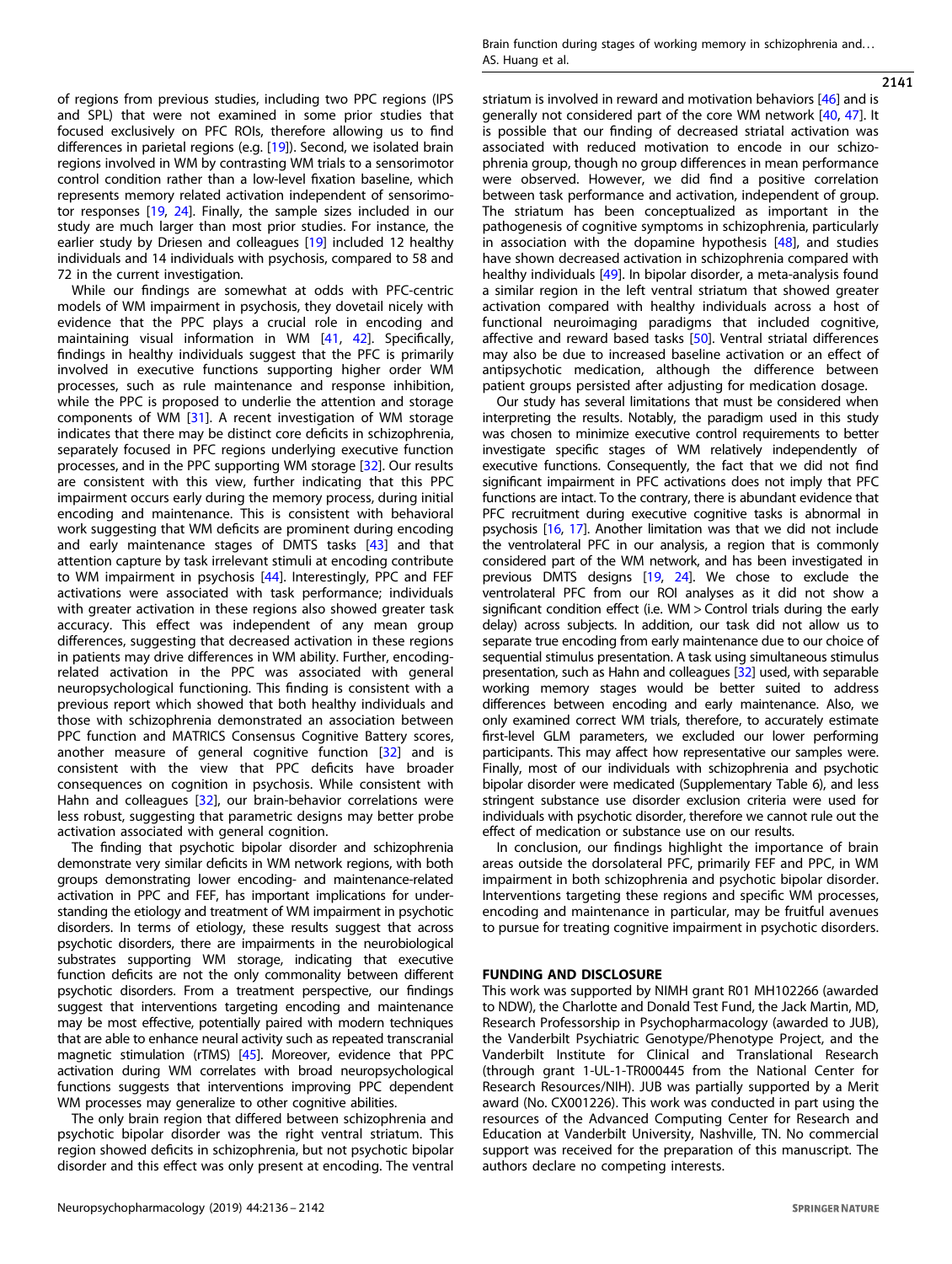of regions from previous studies, including two PPC regions (IPS and SPL) that were not examined in some prior studies that focused exclusively on PFC ROIs, therefore allowing us to find differences in parietal regions (e.g. [19]). Second, we isolated brain regions involved in WM by contrasting WM trials to a sensorimotor control condition rather than a low-level fixation baseline, which represents memory related activation independent of sensorimotor responses [19, 24]. Finally, the sample sizes included in our study are much larger than most prior studies. For instance, the earlier study by Driesen and colleagues [19] included 12 healthy individuals and 14 individuals with psychosis, compared to 58 and 72 in the current investigation.

While our findings are somewhat at odds with PFC-centric models of WM impairment in psychosis, they dovetail nicely with evidence that the PPC plays a crucial role in encoding and maintaining visual information in WM [41, 42]. Specifically, findings in healthy individuals suggest that the PFC is primarily involved in executive functions supporting higher order WM processes, such as rule maintenance and response inhibition, while the PPC is proposed to underlie the attention and storage components of WM [31]. A recent investigation of WM storage indicates that there may be distinct core deficits in schizophrenia, separately focused in PFC regions underlying executive function processes, and in the PPC supporting WM storage [32]. Our results are consistent with this view, further indicating that this PPC impairment occurs early during the memory process, during initial encoding and maintenance. This is consistent with behavioral work suggesting that WM deficits are prominent during encoding and early maintenance stages of DMTS tasks [43] and that attention capture by task irrelevant stimuli at encoding contribute to WM impairment in psychosis [44]. Interestingly, PPC and FEF activations were associated with task performance; individuals with greater activation in these regions also showed greater task accuracy. This effect was independent of any mean group differences, suggesting that decreased activation in these regions in patients may drive differences in WM ability. Further, encoding-related activation in the PPC was associated with general neuropsychological functioning. This finding is consistent with a previous report which showed that both healthy individuals and those with schizophrenia demonstrated an association between PPC function and MATRICS Consensus Cognitive Battery scores, another measure of general cognitive function [32] and is consistent with the view that PPC deficits have broader consequences on cognition in psychosis. While consistent with Hahn and colleagues [32], our brain-behavior correlations were less robust, suggesting that parametric designs may better probe activation associated with general cognition.

The finding that psychotic bipolar disorder and schizophrenia demonstrate very similar deficits in WM network regions, with both groups demonstrating lower encoding- and maintenance-related activation in PPC and FEF, has important implications for understanding the etiology and treatment of WM impairment in psychotic disorders. In terms of etiology, these results suggest that across psychotic disorders, there are impairments in the neurobiological substrates supporting WM storage, indicating that executive function deficits are not the only commonality between different psychotic disorders. From a treatment perspective, our findings suggest that interventions targeting encoding and maintenance may be most effective, potentially paired with modern techniques that are able to enhance neural activity such as repeated transcranial magnetic stimulation (rTMS) [45]. Moreover, evidence that PPC activation during WM correlates with broad neuropsychological functions suggests that interventions improving PPC dependent WM processes may generalize to other cognitive abilities.

The only brain region that differed between schizophrenia and psychotic bipolar disorder was the right ventral striatum. This region showed deficits in schizophrenia, but not psychotic bipolar disorder and this effect was only present at encoding. The ventral striatum is involved in reward and motivation behaviors [46] and is generally not considered part of the core WM network [40, 47]. It is possible that our finding of decreased striatal activation was associated with reduced motivation to encode in our schizophrenia group, though no group differences in mean performance were observed. However, we did find a positive correlation between task performance and activation, independent of group. The striatum has been conceptualized as important in the pathogenesis of cognitive symptoms in schizophrenia, particularly in association with the dopamine hypothesis [48], and studies have shown decreased activation in schizophrenia compared with healthy individuals [49]. In bipolar disorder, a meta-analysis found a similar region in the left ventral striatum that showed greater activation compared with healthy individuals across a host of functional neuroimaging paradigms that included cognitive, affective and reward based tasks [50]. Ventral striatal differences may also be due to increased baseline activation or an effect of antipsychotic medication, although the difference between patient groups persisted after adjusting for medication dosage.

Our study has several limitations that must be considered when interpreting the results. Notably, the paradigm used in this study was chosen to minimize executive control requirements to better investigate specific stages of WM relatively independently of executive functions. Consequently, the fact that we did not find significant impairment in PFC activations does not imply that PFC functions are intact. To the contrary, there is abundant evidence that PFC recruitment during executive cognitive tasks is abnormal in psychosis [16, 17]. Another limitation was that we did not include the ventrolateral PFC in our analysis, a region that is commonly considered part of the WM network, and has been investigated in previous DMTS designs [19, 24]. We chose to exclude the ventrolateral PFC from our ROI analyses as it did not show a significant condition effect (i.e. WM > Control trials during the early delay) across subjects. In addition, our task did not allow us to separate true encoding from early maintenance due to our choice of sequential stimulus presentation. A task using simultaneous stimulus presentation, such as Hahn and colleagues [32] used, with separable working memory stages would be better suited to address differences between encoding and early maintenance. Also, we only examined correct WM trials, therefore, to accurately estimate first-level GLM parameters, we excluded our lower performing participants. This may affect how representative our samples were. Finally, most of our individuals with schizophrenia and psychotic bipolar disorder were medicated (Supplementary Table 6), and less stringent substance use disorder exclusion criteria were used for individuals with psychotic disorder, therefore we cannot rule out the effect of medication or substance use on our results.

In conclusion, our findings highlight the importance of brain areas outside the dorsolateral PFC, primarily FEF and PPC, in WM impairment in both schizophrenia and psychotic bipolar disorder. Interventions targeting these regions and specific WM processes, encoding and maintenance in particular, may be fruitful avenues to pursue for treating cognitive impairment in psychotic disorders.

## FUNDING AND DISCLOSURE

This work was supported by NIMH grant R01 MH102266 (awarded to NDW), the Charlotte and Donald Test Fund, the Jack Martin, MD, Research Professorship in Psychopharmacology (awarded to JUB), the Vanderbilt Psychiatric Genotype/Phenotype Project, and the Vanderbilt Institute for Clinical and Translational Research (through grant 1-UL-1-TR000445 from the National Center for Research Resources/NIH). JUB was partially supported by a Merit award (No. CX001226). This work was conducted in part using the resources of the Advanced Computing Center for Research and Education at Vanderbilt University, Nashville, TN. No commercial support was received for the preparation of this manuscript. The authors declare no competing interests.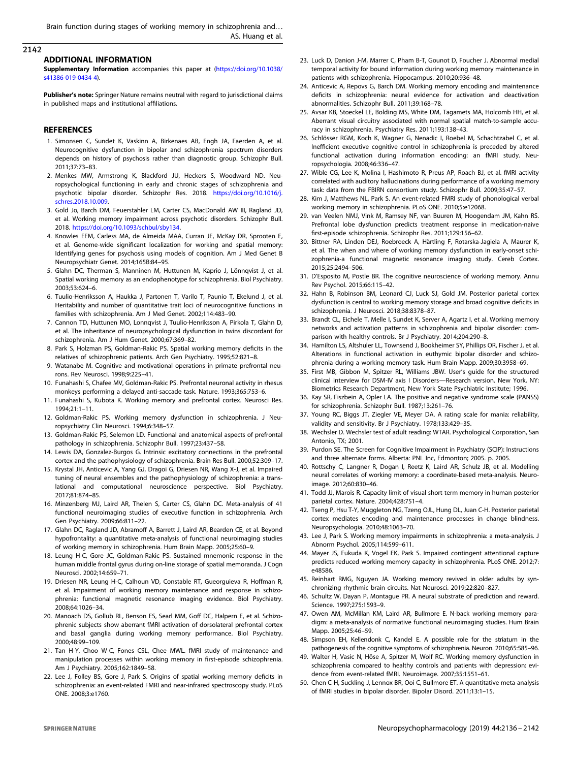## ADDITIONAL INFORMATION

**Supplementary Information** accompanies this paper at (https://doi.org/10.1038/s41386-019-0434-4).

**Publisher's note:** Springer Nature remains neutral with regard to jurisdictional claims in published maps and institutional affiliations.

## REFERENCES

1. Simonsen C, Sundet K, Vaskinn A, Birkenaes AB, Engh JA, Faerden A, et al. Neurocognitive dysfunction in bipolar and schizophrenia spectrum disorders depends on history of psychosis rather than diagnostic group. Schizophr Bull. 2011;37:73–83.
2. Menkes MW, Armstrong K, Blackford JU, Heckers S, Woodward ND. Neuropsychological functioning in early and chronic stages of schizophrenia and psychotic bipolar disorder. Schizophr Res. 2018. https://doi.org/10.1016/j.schres.2018.10.009.
3. Gold Jo, Barch DM, Feuerstahler LM, Carter CS, MacDonald AW III, Ragland JD, et al. Working memory impairment across psychotic disorders. Schizophr Bull. 2018. https://doi.org/10.1093/schbul/sby134.
4. Knowles EEM, Carless MA, de Almeida MAA, Curran JE, McKay DR, Sprooten E, et al. Genome-wide significant localization for working and spatial memory: Identifying genes for psychosis using models of cognition. Am J Med Genet B Neuropsychiatr Genet. 2014;165B:84–95.
5. Glahn DC, Therman S, Manninen M, Huttunen M, Kaprio J, Lönnqvist J, et al. Spatial working memory as an endophenotype for schizophrenia. Biol Psychiatry. 2003;53:624–6.
6. Tuulio-Henriksson A, Haukka J, Partonen T, Varilo T, Paunio T, Ekelund J, et al. Heritability and number of quantitative trait loci of neurocognitive functions in families with schizophrenia. Am J Med Genet. 2002;114:483–90.
7. Cannon TD, Huttunen MO, Lonnqvist J, Tuulio-Henriksson A, Pirkola T, Glahn D, et al. The inheritance of neuropsychological dysfunction in twins discordant for schizophrenia. Am J Hum Genet. 2000;67:369–82.
8. Park S, Holzman PS, Goldman-Rakic PS. Spatial working memory deficits in the relatives of schizophrenic patients. Arch Gen Psychiatry. 1995;52:821–8.
9. Watanabe M. Cognitive and motivational operations in primate prefrontal neurons. Rev Neurosci. 1998;9:225–41.
10. Funahashi S, Chafee MV, Goldman-Rakic PS. Prefrontal neuronal activity in rhesus monkeys performing a delayed anti-saccade task. Nature. 1993;365:753–6.
11. Funahashi S, Kubota K. Working memory and prefrontal cortex. Neurosci Res. 1994;21:1–11.
12. Goldman-Rakic PS. Working memory dysfunction in schizophrenia. J Neuropsychiatry Clin Neurosci. 1994;6:348–57.
13. Goldman-Rakic PS, Selemon LD. Functional and anatomical aspects of prefrontal pathology in schizophrenia. Schizophr Bull. 1997;23:437–58.
14. Lewis DA, Gonzalez-Burgos G. Intrinsic excitatory connections in the prefrontal cortex and the pathophysiology of schizophrenia. Brain Res Bull. 2000;52:309–17.
15. Krystal JH, Anticevic A, Yang GJ, Dragoi G, Driesen NR, Wang X-J, et al. Impaired tuning of neural ensembles and the pathophysiology of schizophrenia: a translational and computational neuroscience perspective. Biol Psychiatry. 2017;81:874–85.
16. Minzenberg MJ, Laird AR, Thelen S, Carter CS, Glahn DC. Meta-analysis of 41 functional neuroimaging studies of executive function in schizophrenia. Arch Gen Psychiatry. 2009;66:811–22.
17. Glahn DC, Ragland JD, Abramoff A, Barrett J, Laird AR, Bearden CE, et al. Beyond hypofrontality: a quantitative meta-analysis of functional neuroimaging studies of working memory in schizophrenia. Hum Brain Mapp. 2005;25:60–9.
18. Leung H-C, Gore JC, Goldman-Rakic PS. Sustained mnemonic response in the human middle frontal gyrus during on-line storage of spatial memoranda. J Cogn Neurosci. 2002;14:659–71.
19. Driesen NR, Leung H-C, Calhoun VD, Constable RT, Gueorguieva R, Hoffman R, et al. Impairment of working memory maintenance and response in schizophrenia: functional magnetic resonance imaging evidence. Biol Psychiatry. 2008;64:1026–34.
20. Manoach DS, Gollub RL, Benson ES, Searl MM, Goff DC, Halpern E, et al. Schizophrenic subjects show aberrant fMRI activation of dorsolateral prefrontal cortex and basal ganglia during working memory performance. Biol Psychiatry. 2000;48:99–109.
21. Tan H-Y, Choo W-C, Fones CSL, Chee MWL. fMRI study of maintenance and manipulation processes within working memory in first-episode schizophrenia. Am J Psychiatry. 2005;162:1849–58.
22. Lee J, Folley BS, Gore J, Park S. Origins of spatial working memory deficits in schizophrenia: an event-related FMRI and near-infrared spectroscopy study. PLoS ONE. 2008;3:e1760.
23. Luck D, Danion J-M, Marrer C, Pham B-T, Gounot D, Foucher J. Abnormal medial temporal activity for bound information during working memory maintenance in patients with schizophrenia. Hippocampus. 2010;20:936–48.
24. Anticevic A, Repovs G, Barch DM. Working memory encoding and maintenance deficits in schizophrenia: neural evidence for activation and deactivation abnormalities. Schizophr Bull. 2011;39:168–78.
25. Avsar KB, Stoeckel LE, Bolding MS, White DM, Tagamets MA, Holcomb HH, et al. Aberrant visual circuitry associated with normal spatial match-to-sample accuracy in schizophrenia. Psychiatry Res. 2011;193:138–43.
26. Schlösser RGM, Koch K, Wagner G, Nenadic I, Roebel M, Schachtzabel C, et al. Inefficient executive cognitive control in schizophrenia is preceded by altered functional activation during information encoding: an fMRI study. Neuropsychologia. 2008;46:336–47.
27. Wible CG, Lee K, Molina I, Hashimoto R, Preus AP, Roach BJ, et al. fMRI activity correlated with auditory hallucinations during performance of a working memory task: data from the FBIRN consortium study. Schizophr Bull. 2009;35:47–57.
28. Kim J, Matthews NL, Park S. An event-related FMRI study of phonological verbal working memory in schizophrenia. PLoS ONE. 2010;5:e12068.
29. van Veelen NMJ, Vink M, Ramsey NF, van Buuren M, Hoogendam JM, Kahn RS. Prefrontal lobe dysfunction predicts treatment response in medication-naive first-episode schizophrenia. Schizophr Res. 2011;129:156–62.
30. Bittner RA, Linden DEJ, Roebroeck A, Härtling F, Rotarska-Jagiela A, Maurer K, et al. The when and where of working memory dysfunction in early-onset schizophrenia-a functional magnetic resonance imaging study. Cereb Cortex. 2015;25:2494–506.
31. D'Esposito M, Postle BR. The cognitive neuroscience of working memory. Annu Rev Psychol. 2015;66:115–42.
32. Hahn B, Robinson BM, Leonard CJ, Luck SJ, Gold JM. Posterior parietal cortex dysfunction is central to working memory storage and broad cognitive deficits in schizophrenia. J Neurosci. 2018;38:8378–87.
33. Brandt CL, Eichele T, Melle I, Sundet K, Server A, Agartz I, et al. Working memory networks and activation patterns in schizophrenia and bipolar disorder: comparison with healthy controls. Br J Psychiatry. 2014;204:290–8.
34. Hamilton LS, Altshuler LL, Townsend J, Bookheimer SY, Phillips OR, Fischer J, et al. Alterations in functional activation in euthymic bipolar disorder and schizophrenia during a working memory task. Hum Brain Mapp. 2009;30:3958–69.
35. First MB, Gibbon M, Spitzer RL, Williams JBW. User's guide for the structured clinical interview for DSM-IV axis I Disorders—Research version. New York, NY: Biometrics Research Department, New York State Psychiatric Institute; 1996.
36. Kay SR, Fiszbein A, Opler LA. The positive and negative syndrome scale (PANSS) for schizophrenia. Schizophr Bull. 1987;13:261–76.
37. Young RC, Biggs JT, Ziegler VE, Meyer DA. A rating scale for mania: reliability, validity and sensitivity. Br J Psychiatry. 1978;133:429–35.
38. Wechsler D. Wechsler test of adult reading: WTAR. Psychological Corporation, San Antonio, TX; 2001.
39. Purdon SE. The Screen for Cognitive Impairment in Psychiatry (SCIP): Instructions and three alternate forms. Alberta: PNL Inc, Edmonton; 2005. p. 2005.
40. Rottschy C, Langner R, Dogan I, Reetz K, Laird AR, Schulz JB, et al. Modelling neural correlates of working memory: a coordinate-based meta-analysis. Neuroimage. 2012;60:830–46.
41. Todd JJ, Marois R. Capacity limit of visual short-term memory in human posterior parietal cortex. Nature. 2004;428:751–4.
42. Tseng P, Hsu T-Y, Muggleton NG, Tzeng OJL, Hung DL, Juan C-H. Posterior parietal cortex mediates encoding and maintenance processes in change blindness. Neuropsychologia. 2010;48:1063–70.
43. Lee J, Park S. Working memory impairments in schizophrenia: a meta-analysis. J Abnorm Psychol. 2005;114:599–611.
44. Mayer JS, Fukuda K, Vogel EK, Park S. Impaired contingent attentional capture predicts reduced working memory capacity in schizophrenia. PLoS ONE. 2012;7:e48586.
45. Reinhart RMG, Nguyen JA. Working memory revived in older adults by synchronizing rhythmic brain circuits. Nat Neurosci. 2019;22:820–827.
46. Schultz W, Dayan P, Montague PR. A neural substrate of prediction and reward. Science. 1997;275:1593–9.
47. Owen AM, McMillan KM, Laird AR, Bullmore E. N-back working memory paradigm: a meta-analysis of normative functional neuroimaging studies. Hum Brain Mapp. 2005;25:46–59.
48. Simpson EH, Kellendonk C, Kandel E. A possible role for the striatum in the pathogenesis of the cognitive symptoms of schizophrenia. Neuron. 2010;65:585–96.
49. Walter H, Vasic N, Höse A, Spitzer M, Wolf RC. Working memory dysfunction in schizophrenia compared to healthy controls and patients with depression: evidence from event-related fMRI. Neuroimage. 2007;35:1551–61.
50. Chen C-H, Suckling J, Lennox BR, Ooi C, Bullmore ET. A quantitative meta-analysis of fMRI studies in bipolar disorder. Bipolar Disord. 2011;13:1–15.